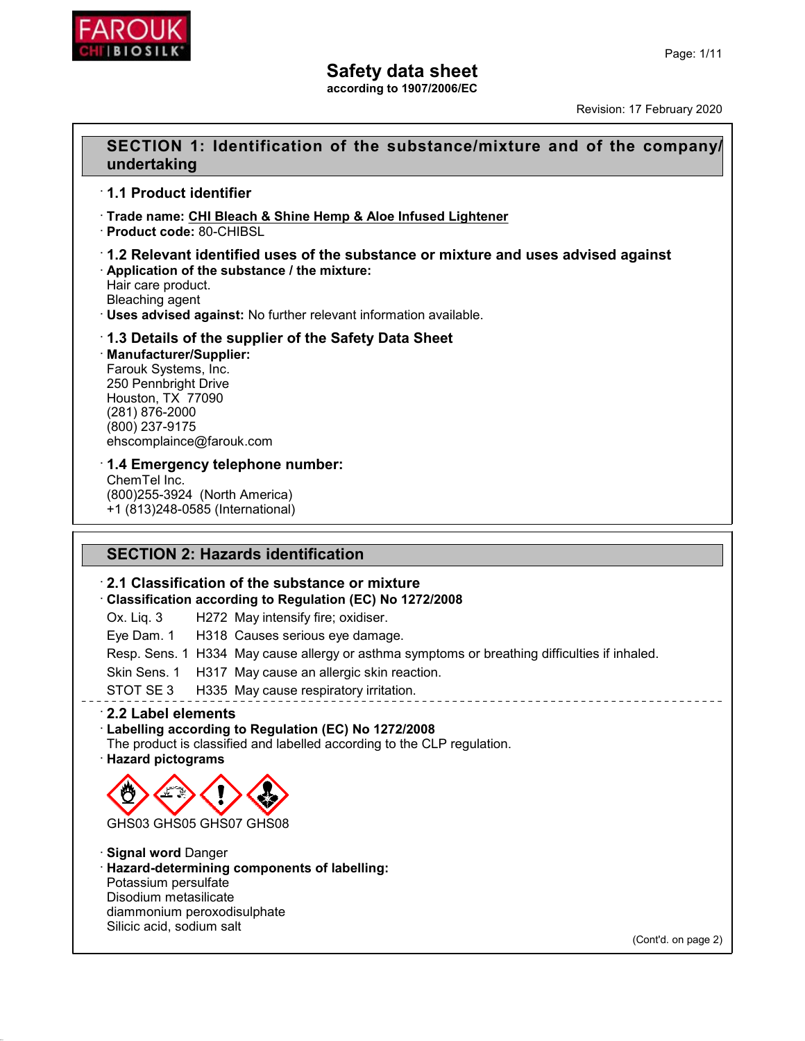FAROUK CHI | BIOSILK

# Safety data sheet
**according to 1907/2006/EC**

Revision: 17 February 2020

## SECTION 1: Identification of the substance/mixture and of the company/undertaking

### 1.1 Product identifier

- **Trade name:** CHI Bleach & Shine Hemp & Aloe Infused Lightener
- **Product code:** 80-CHIBSL

### 1.2 Relevant identified uses of the substance or mixture and uses advised against

- **Application of the substance / the mixture:**
  Hair care product.
  Bleaching agent
- **Uses advised against:** No further relevant information available.

### 1.3 Details of the supplier of the Safety Data Sheet

- **Manufacturer/Supplier:**
  Farouk Systems, Inc.
  250 Pennbright Drive
  Houston, TX 77090
  (281) 876-2000
  (800) 237-9175
  ehscomplaince@farouk.com

### 1.4 Emergency telephone number:

ChemTel Inc.
(800)255-3924 (North America)
+1 (813)248-0585 (International)

## SECTION 2: Hazards identification

### 2.1 Classification of the substance or mixture

- **Classification according to Regulation (EC) No 1272/2008**

| | | |
|---|---|---|
| Ox. Liq. 3 | H272 | May intensify fire; oxidiser. |
| Eye Dam. 1 | H318 | Causes serious eye damage. |
| Resp. Sens. 1 | H334 | May cause allergy or asthma symptoms or breathing difficulties if inhaled. |
| Skin Sens. 1 | H317 | May cause an allergic skin reaction. |
| STOT SE 3 | H335 | May cause respiratory irritation. |

### 2.2 Label elements

- **Labelling according to Regulation (EC) No 1272/2008**
  The product is classified and labelled according to the CLP regulation.
- **Hazard pictograms**

GHS03 GHS05 GHS07 GHS08

- **Signal word** Danger
- **Hazard-determining components of labelling:**
  Potassium persulfate
  Disodium metasilicate
  diammonium peroxodisulphate
  Silicic acid, sodium salt

(Cont'd. on page 2)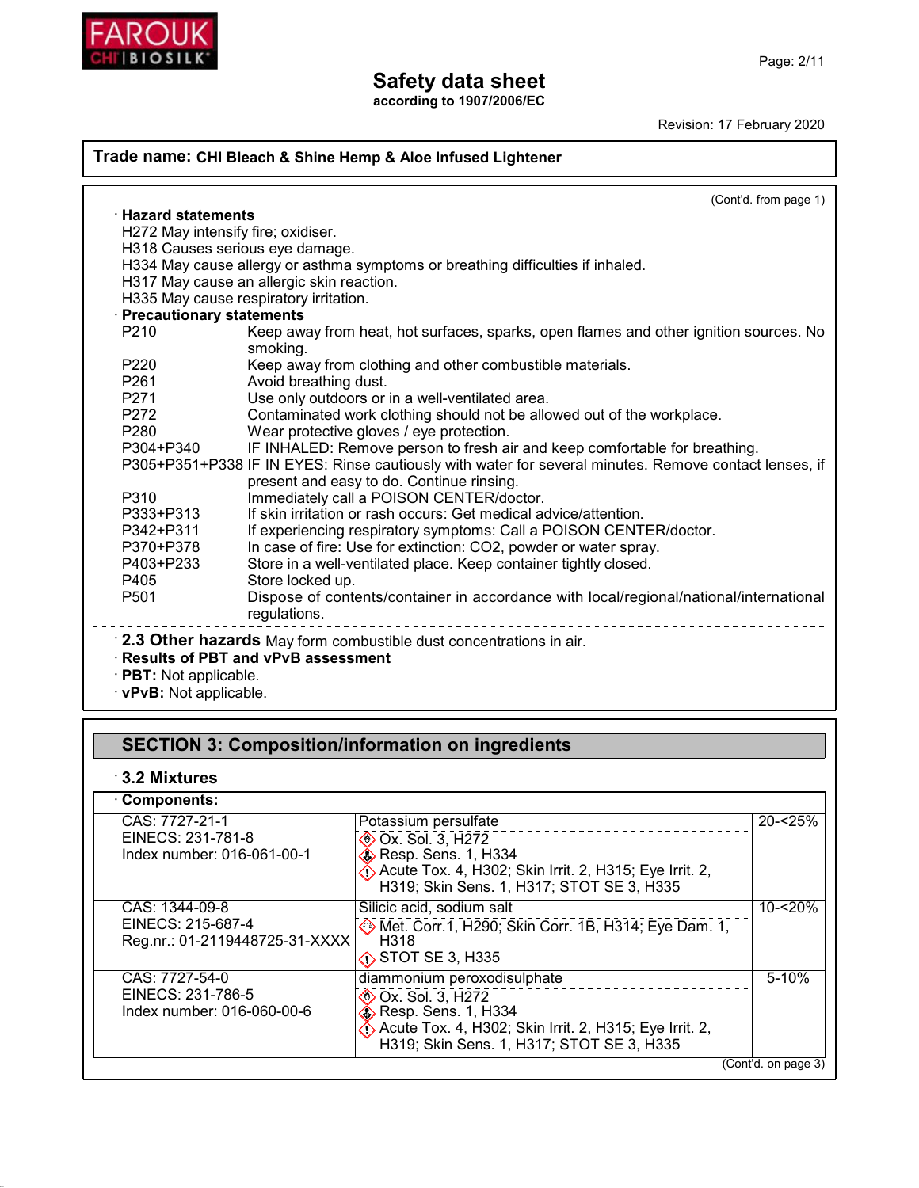# Safety data sheet

according to 1907/2006/EC

Revision: 17 February 2020

**Trade name: CHI Bleach & Shine Hemp & Aloe Infused Lightener**

(Cont'd. from page 1)

· **Hazard statements**

H272 May intensify fire; oxidiser.
H318 Causes serious eye damage.
H334 May cause allergy or asthma symptoms or breathing difficulties if inhaled.
H317 May cause an allergic skin reaction.
H335 May cause respiratory irritation.

· **Precautionary statements**

| | |
|---|---|
| P210 | Keep away from heat, hot surfaces, sparks, open flames and other ignition sources. No smoking. |
| P220 | Keep away from clothing and other combustible materials. |
| P261 | Avoid breathing dust. |
| P271 | Use only outdoors or in a well-ventilated area. |
| P272 | Contaminated work clothing should not be allowed out of the workplace. |
| P280 | Wear protective gloves / eye protection. |
| P304+P340 | IF INHALED: Remove person to fresh air and keep comfortable for breathing. |
| P305+P351+P338 | IF IN EYES: Rinse cautiously with water for several minutes. Remove contact lenses, if present and easy to do. Continue rinsing. |
| P310 | Immediately call a POISON CENTER/doctor. |
| P333+P313 | If skin irritation or rash occurs: Get medical advice/attention. |
| P342+P311 | If experiencing respiratory symptoms: Call a POISON CENTER/doctor. |
| P370+P378 | In case of fire: Use for extinction: CO2, powder or water spray. |
| P403+P233 | Store in a well-ventilated place. Keep container tightly closed. |
| P405 | Store locked up. |
| P501 | Dispose of contents/container in accordance with local/regional/national/international regulations. |

· **2.3 Other hazards** May form combustible dust concentrations in air.

· **Results of PBT and vPvB assessment**

· **PBT:** Not applicable.

· **vPvB:** Not applicable.

## SECTION 3: Composition/information on ingredients

· **3.2 Mixtures**

· **Components:**

| | | |
|---|---|---|
| CAS: 7727-21-1<br>EINECS: 231-781-8<br>Index number: 016-061-00-1 | Potassium persulfate<br>Ox. Sol. 3, H272<br>Resp. Sens. 1, H334<br>Acute Tox. 4, H302; Skin Irrit. 2, H315; Eye Irrit. 2, H319; Skin Sens. 1, H317; STOT SE 3, H335 | 20-<25% |
| CAS: 1344-09-8<br>EINECS: 215-687-4<br>Reg.nr.: 01-2119448725-31-XXXX | Silicic acid, sodium salt<br>Met. Corr.1, H290; Skin Corr. 1B, H314; Eye Dam. 1, H318<br>STOT SE 3, H335 | 10-<20% |
| CAS: 7727-54-0<br>EINECS: 231-786-5<br>Index number: 016-060-00-6 | diammonium peroxodisulphate<br>Ox. Sol. 3, H272<br>Resp. Sens. 1, H334<br>Acute Tox. 4, H302; Skin Irrit. 2, H315; Eye Irrit. 2, H319; Skin Sens. 1, H317; STOT SE 3, H335 | 5-10% |

(Cont'd. on page 3)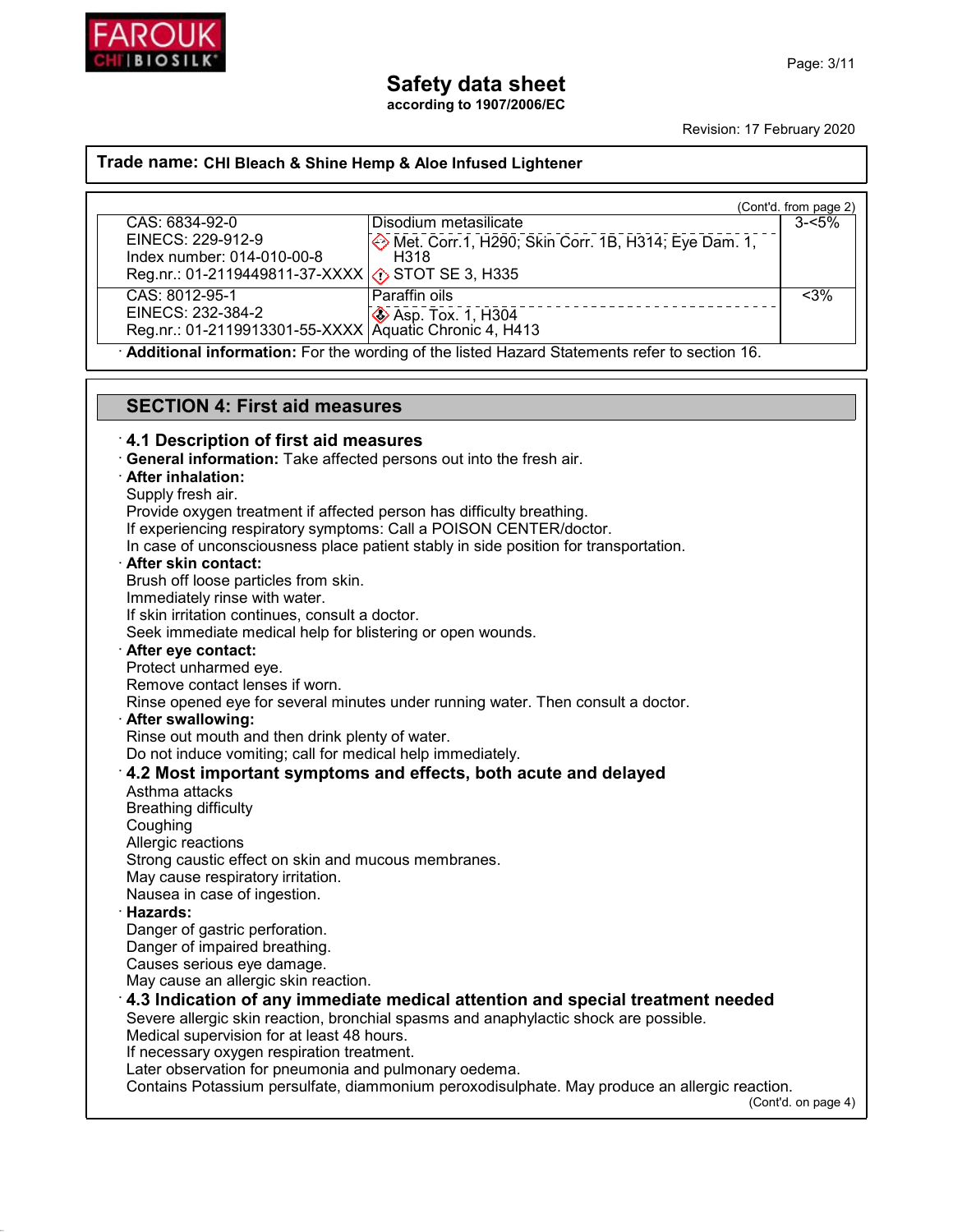**Trade name: CHI Bleach & Shine Hemp & Aloe Infused Lightener**

(Cont'd. from page 2)

| | | |
|---|---|---|
| CAS: 6834-92-0<br>EINECS: 229-912-9<br>Index number: 014-010-00-8<br>Reg.nr.: 01-2119449811-37-XXXX | Disodium metasilicate<br>Met. Corr.1, H290; Skin Corr. 1B, H314; Eye Dam. 1, H318<br>STOT SE 3, H335 | 3-<5% |
| CAS: 8012-95-1<br>EINECS: 232-384-2<br>Reg.nr.: 01-2119913301-55-XXXX | Paraffin oils<br>Asp. Tox. 1, H304<br>Aquatic Chronic 4, H413 | <3% |

· **Additional information:** For the wording of the listed Hazard Statements refer to section 16.

## SECTION 4: First aid measures

### · 4.1 Description of first aid measures

· **General information:** Take affected persons out into the fresh air.

· **After inhalation:**
Supply fresh air.
Provide oxygen treatment if affected person has difficulty breathing.
If experiencing respiratory symptoms: Call a POISON CENTER/doctor.
In case of unconsciousness place patient stably in side position for transportation.

· **After skin contact:**
Brush off loose particles from skin.
Immediately rinse with water.
If skin irritation continues, consult a doctor.
Seek immediate medical help for blistering or open wounds.

· **After eye contact:**
Protect unharmed eye.
Remove contact lenses if worn.
Rinse opened eye for several minutes under running water. Then consult a doctor.

· **After swallowing:**
Rinse out mouth and then drink plenty of water.
Do not induce vomiting; call for medical help immediately.

### · 4.2 Most important symptoms and effects, both acute and delayed

Asthma attacks
Breathing difficulty
Coughing
Allergic reactions
Strong caustic effect on skin and mucous membranes.
May cause respiratory irritation.
Nausea in case of ingestion.

· **Hazards:**
Danger of gastric perforation.
Danger of impaired breathing.
Causes serious eye damage.
May cause an allergic skin reaction.

### · 4.3 Indication of any immediate medical attention and special treatment needed

Severe allergic skin reaction, bronchial spasms and anaphylactic shock are possible.
Medical supervision for at least 48 hours.
If necessary oxygen respiration treatment.
Later observation for pneumonia and pulmonary oedema.
Contains Potassium persulfate, diammonium peroxodisulphate. May produce an allergic reaction.

(Cont'd. on page 4)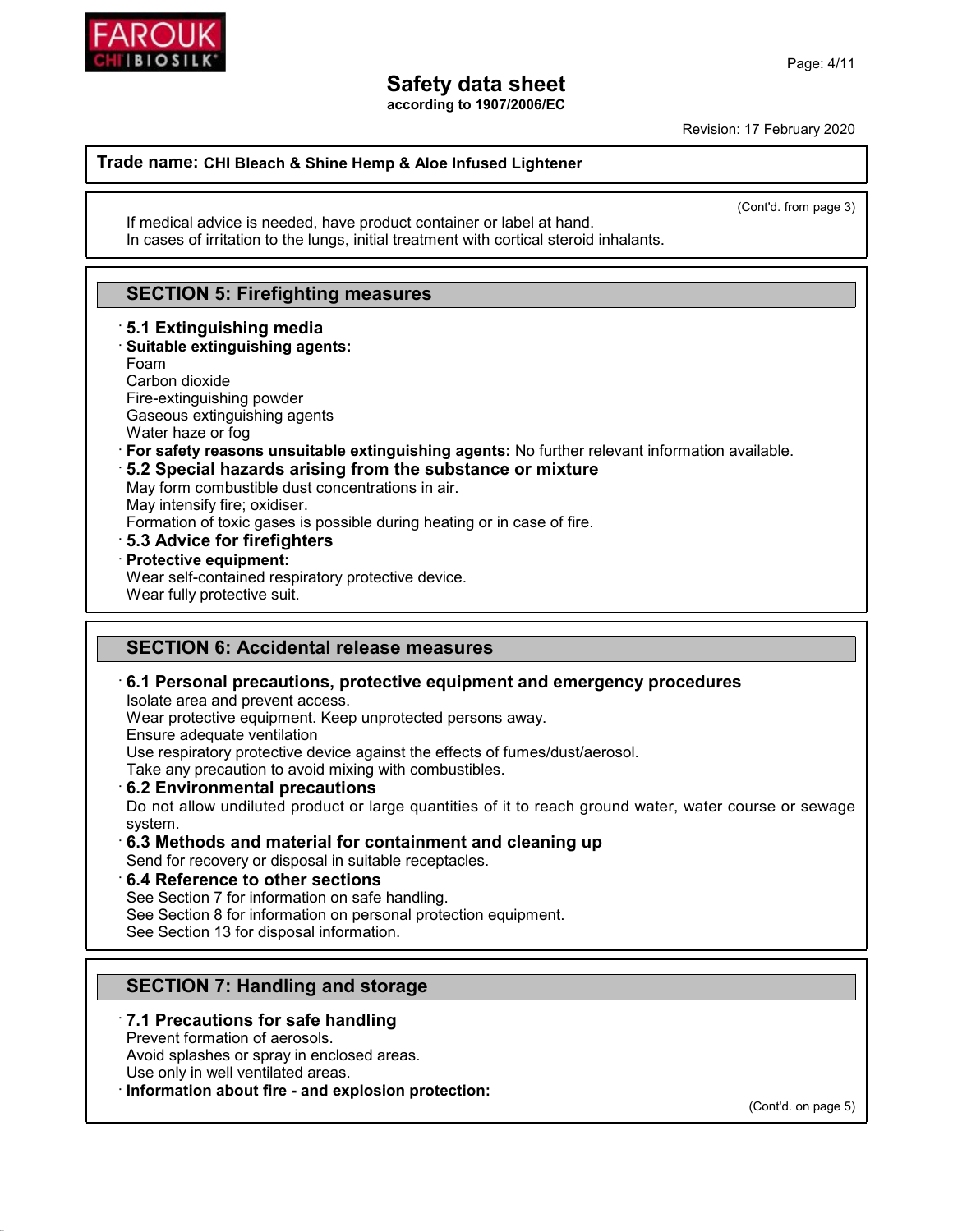Trade name: **CHI Bleach & Shine Hemp & Aloe Infused Lightener**

(Cont'd. from page 3)

If medical advice is needed, have product container or label at hand.
In cases of irritation to the lungs, initial treatment with cortical steroid inhalants.

## SECTION 5: Firefighting measures

### · 5.1 Extinguishing media

· **Suitable extinguishing agents:**
Foam
Carbon dioxide
Fire-extinguishing powder
Gaseous extinguishing agents
Water haze or fog

· **For safety reasons unsuitable extinguishing agents:** No further relevant information available.

### · 5.2 Special hazards arising from the substance or mixture

May form combustible dust concentrations in air.
May intensify fire; oxidiser.
Formation of toxic gases is possible during heating or in case of fire.

### · 5.3 Advice for firefighters

· **Protective equipment:**
Wear self-contained respiratory protective device.
Wear fully protective suit.

## SECTION 6: Accidental release measures

### · 6.1 Personal precautions, protective equipment and emergency procedures

Isolate area and prevent access.
Wear protective equipment. Keep unprotected persons away.
Ensure adequate ventilation
Use respiratory protective device against the effects of fumes/dust/aerosol.
Take any precaution to avoid mixing with combustibles.

### · 6.2 Environmental precautions

Do not allow undiluted product or large quantities of it to reach ground water, water course or sewage system.

### · 6.3 Methods and material for containment and cleaning up

Send for recovery or disposal in suitable receptacles.

### · 6.4 Reference to other sections

See Section 7 for information on safe handling.
See Section 8 for information on personal protection equipment.
See Section 13 for disposal information.

## SECTION 7: Handling and storage

### · 7.1 Precautions for safe handling

Prevent formation of aerosols.
Avoid splashes or spray in enclosed areas.
Use only in well ventilated areas.

· **Information about fire - and explosion protection:**

(Cont'd. on page 5)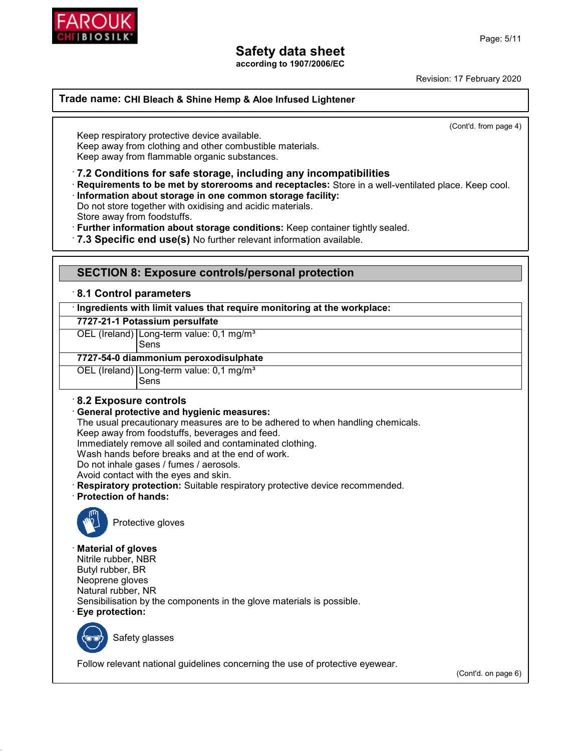Trade name: **CHI Bleach & Shine Hemp & Aloe Infused Lightener**

(Cont'd. from page 4)

Keep respiratory protective device available.
Keep away from clothing and other combustible materials.
Keep away from flammable organic substances.

### · 7.2 Conditions for safe storage, including any incompatibilities

· **Requirements to be met by storerooms and receptacles:** Store in a well-ventilated place. Keep cool.
· **Information about storage in one common storage facility:**
Do not store together with oxidising and acidic materials.
Store away from foodstuffs.
· **Further information about storage conditions:** Keep container tightly sealed.

### · 7.3 Specific end use(s) No further relevant information available.

## SECTION 8: Exposure controls/personal protection

### · 8.1 Control parameters

| · Ingredients with limit values that require monitoring at the workplace: | |
|---|---|
| **7727-21-1 Potassium persulfate** | |
| OEL (Ireland) | Long-term value: 0,1 mg/m³<br>Sens |
| **7727-54-0 diammonium peroxodisulphate** | |
| OEL (Ireland) | Long-term value: 0,1 mg/m³<br>Sens |

### · 8.2 Exposure controls

· **General protective and hygienic measures:**
The usual precautionary measures are to be adhered to when handling chemicals.
Keep away from foodstuffs, beverages and feed.
Immediately remove all soiled and contaminated clothing.
Wash hands before breaks and at the end of work.
Do not inhale gases / fumes / aerosols.
Avoid contact with the eyes and skin.
· **Respiratory protection:** Suitable respiratory protective device recommended.
· **Protection of hands:**

Protective gloves

· **Material of gloves**
Nitrile rubber, NBR
Butyl rubber, BR
Neoprene gloves
Natural rubber, NR
Sensibilisation by the components in the glove materials is possible.
· **Eye protection:**

Safety glasses

Follow relevant national guidelines concerning the use of protective eyewear.

(Cont'd. on page 6)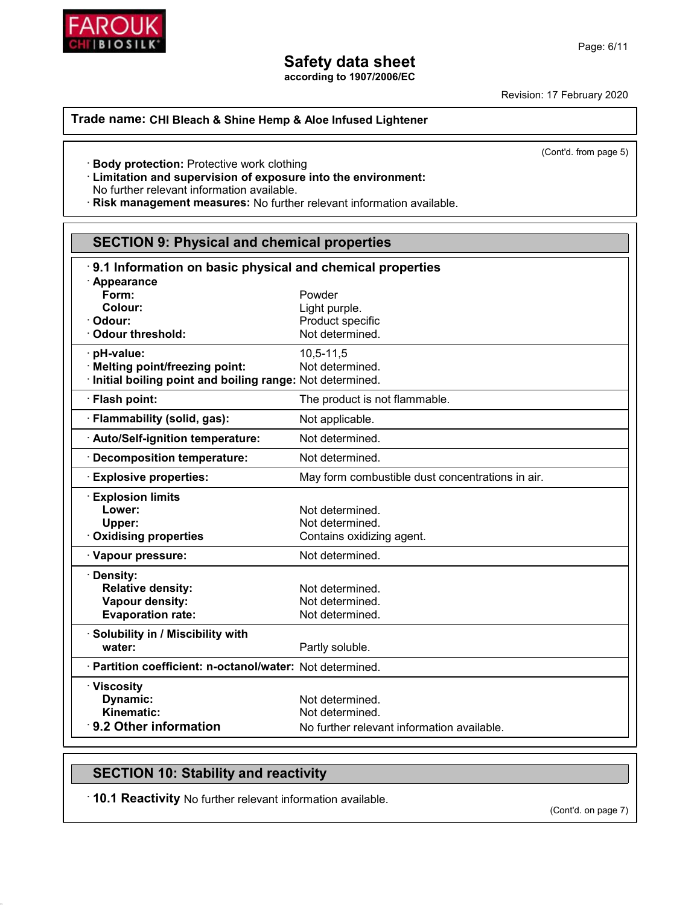**Trade name: CHI Bleach & Shine Hemp & Aloe Infused Lightener**

(Cont'd. from page 5)

· **Body protection:** Protective work clothing
· **Limitation and supervision of exposure into the environment:**
No further relevant information available.
· **Risk management measures:** No further relevant information available.

## SECTION 9: Physical and chemical properties

### · 9.1 Information on basic physical and chemical properties

| | |
|---|---|
| · **Appearance** | |
| **Form:** | Powder |
| **Colour:** | Light purple. |
| · **Odour:** | Product specific |
| · **Odour threshold:** | Not determined. |
| · **pH-value:** | 10,5-11,5 |
| · **Melting point/freezing point:** | Not determined. |
| · **Initial boiling point and boiling range:** | Not determined. |
| · **Flash point:** | The product is not flammable. |
| · **Flammability (solid, gas):** | Not applicable. |
| · **Auto/Self-ignition temperature:** | Not determined. |
| · **Decomposition temperature:** | Not determined. |
| · **Explosive properties:** | May form combustible dust concentrations in air. |
| · **Explosion limits** | |
| **Lower:** | Not determined. |
| **Upper:** | Not determined. |
| · **Oxidising properties** | Contains oxidizing agent. |
| · **Vapour pressure:** | Not determined. |
| · **Density:** | |
| **Relative density:** | Not determined. |
| **Vapour density:** | Not determined. |
| **Evaporation rate:** | Not determined. |
| · **Solubility in / Miscibility with** | |
| **water:** | Partly soluble. |
| · **Partition coefficient: n-octanol/water:** | Not determined. |
| · **Viscosity** | |
| **Dynamic:** | Not determined. |
| **Kinematic:** | Not determined. |
| · **9.2 Other information** | No further relevant information available. |

## SECTION 10: Stability and reactivity

· **10.1 Reactivity** No further relevant information available.

(Cont'd. on page 7)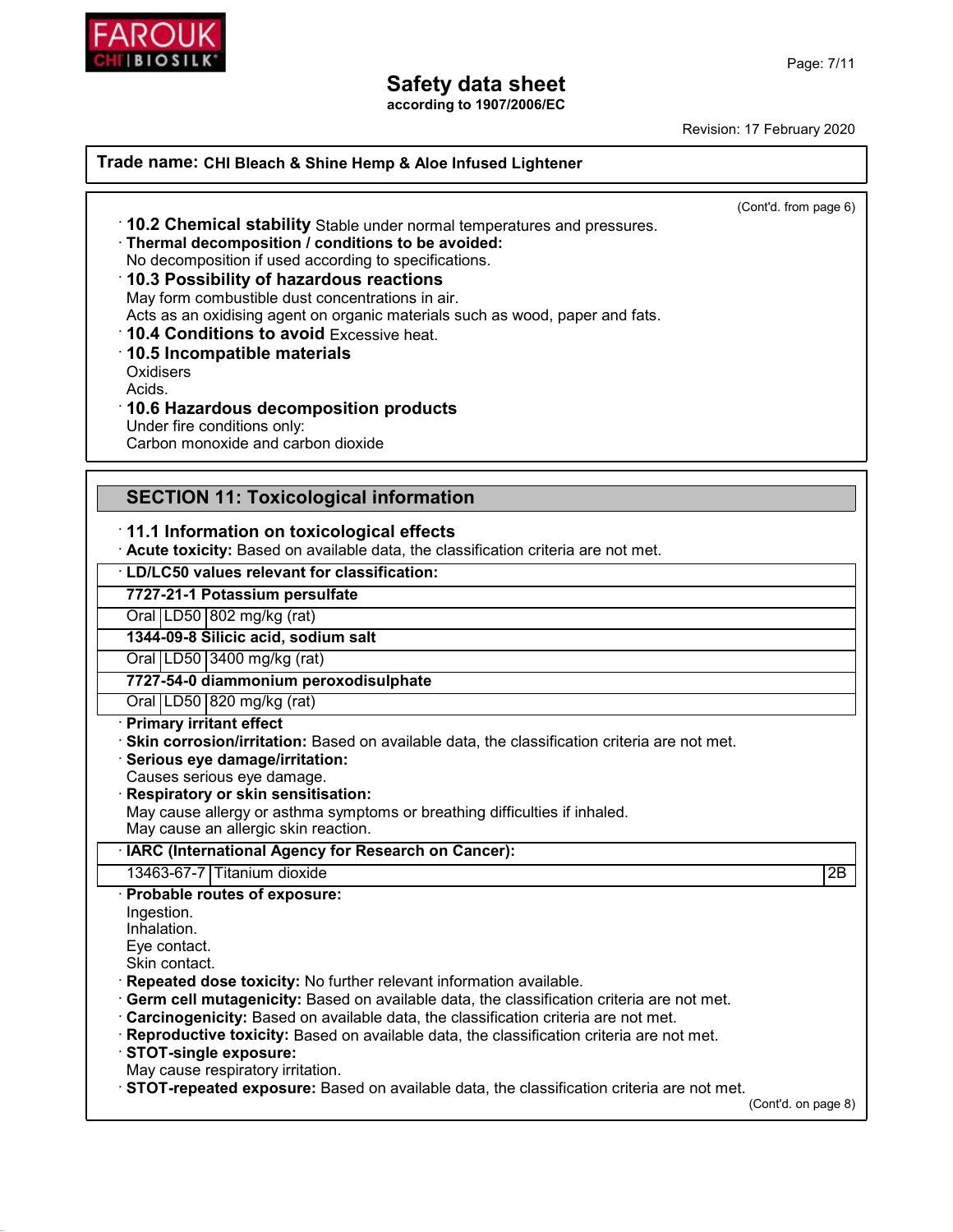**Trade name: CHI Bleach & Shine Hemp & Aloe Infused Lightener**

(Cont'd. from page 6)

· **10.2 Chemical stability** Stable under normal temperatures and pressures.
· **Thermal decomposition / conditions to be avoided:**
No decomposition if used according to specifications.
· **10.3 Possibility of hazardous reactions**
May form combustible dust concentrations in air.
Acts as an oxidising agent on organic materials such as wood, paper and fats.
· **10.4 Conditions to avoid** Excessive heat.
· **10.5 Incompatible materials**
Oxidisers
Acids.
· **10.6 Hazardous decomposition products**
Under fire conditions only:
Carbon monoxide and carbon dioxide

## SECTION 11: Toxicological information

· **11.1 Information on toxicological effects**
· **Acute toxicity:** Based on available data, the classification criteria are not met.

| · **LD/LC50 values relevant for classification:** | | |
|---|---|---|
| **7727-21-1 Potassium persulfate** | | |
| Oral | LD50 | 802 mg/kg (rat) |
| **1344-09-8 Silicic acid, sodium salt** | | |
| Oral | LD50 | 3400 mg/kg (rat) |
| **7727-54-0 diammonium peroxodisulphate** | | |
| Oral | LD50 | 820 mg/kg (rat) |

· **Primary irritant effect**
· **Skin corrosion/irritation:** Based on available data, the classification criteria are not met.
· **Serious eye damage/irritation:**
Causes serious eye damage.
· **Respiratory or skin sensitisation:**
May cause allergy or asthma symptoms or breathing difficulties if inhaled.
May cause an allergic skin reaction.

| · **IARC (International Agency for Research on Cancer):** | | |
|---|---|---|
| 13463-67-7 | Titanium dioxide | 2B |

· **Probable routes of exposure:**
Ingestion.
Inhalation.
Eye contact.
Skin contact.
· **Repeated dose toxicity:** No further relevant information available.
· **Germ cell mutagenicity:** Based on available data, the classification criteria are not met.
· **Carcinogenicity:** Based on available data, the classification criteria are not met.
· **Reproductive toxicity:** Based on available data, the classification criteria are not met.
· **STOT-single exposure:**
May cause respiratory irritation.
· **STOT-repeated exposure:** Based on available data, the classification criteria are not met.

(Cont'd. on page 8)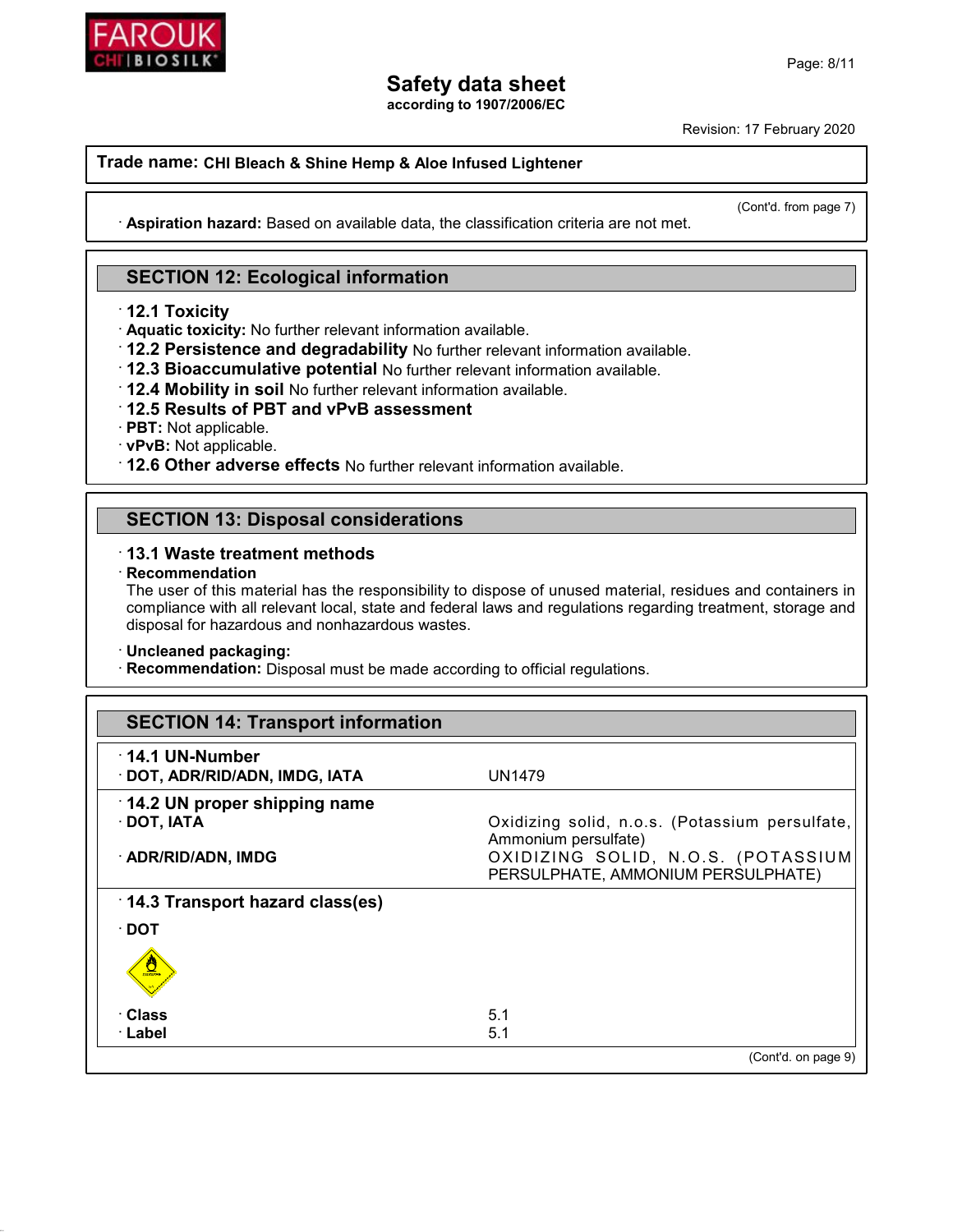# Safety data sheet

according to 1907/2006/EC

Revision: 17 February 2020

**Trade name: CHI Bleach & Shine Hemp & Aloe Infused Lightener**

(Cont'd. from page 7)

· **Aspiration hazard:** Based on available data, the classification criteria are not met.

## SECTION 12: Ecological information

· **12.1 Toxicity**
· **Aquatic toxicity:** No further relevant information available.
· **12.2 Persistence and degradability** No further relevant information available.
· **12.3 Bioaccumulative potential** No further relevant information available.
· **12.4 Mobility in soil** No further relevant information available.
· **12.5 Results of PBT and vPvB assessment**
· **PBT:** Not applicable.
· **vPvB:** Not applicable.
· **12.6 Other adverse effects** No further relevant information available.

## SECTION 13: Disposal considerations

· **13.1 Waste treatment methods**
· **Recommendation**
The user of this material has the responsibility to dispose of unused material, residues and containers in compliance with all relevant local, state and federal laws and regulations regarding treatment, storage and disposal for hazardous and nonhazardous wastes.

· **Uncleaned packaging:**
· **Recommendation:** Disposal must be made according to official regulations.

## SECTION 14: Transport information

· **14.1 UN-Number**

| | |
|---|---|
| · **DOT, ADR/RID/ADN, IMDG, IATA** | UN1479 |

· **14.2 UN proper shipping name**

| | |
|---|---|
| · **DOT, IATA** | Oxidizing solid, n.o.s. (Potassium persulfate, Ammonium persulfate) |
| · **ADR/RID/ADN, IMDG** | OXIDIZING SOLID, N.O.S. (POTASSIUM PERSULPHATE, AMMONIUM PERSULPHATE) |

· **14.3 Transport hazard class(es)**

· **DOT**

| | |
|---|---|
| · **Class** | 5.1 |
| · **Label** | 5.1 |

(Cont'd. on page 9)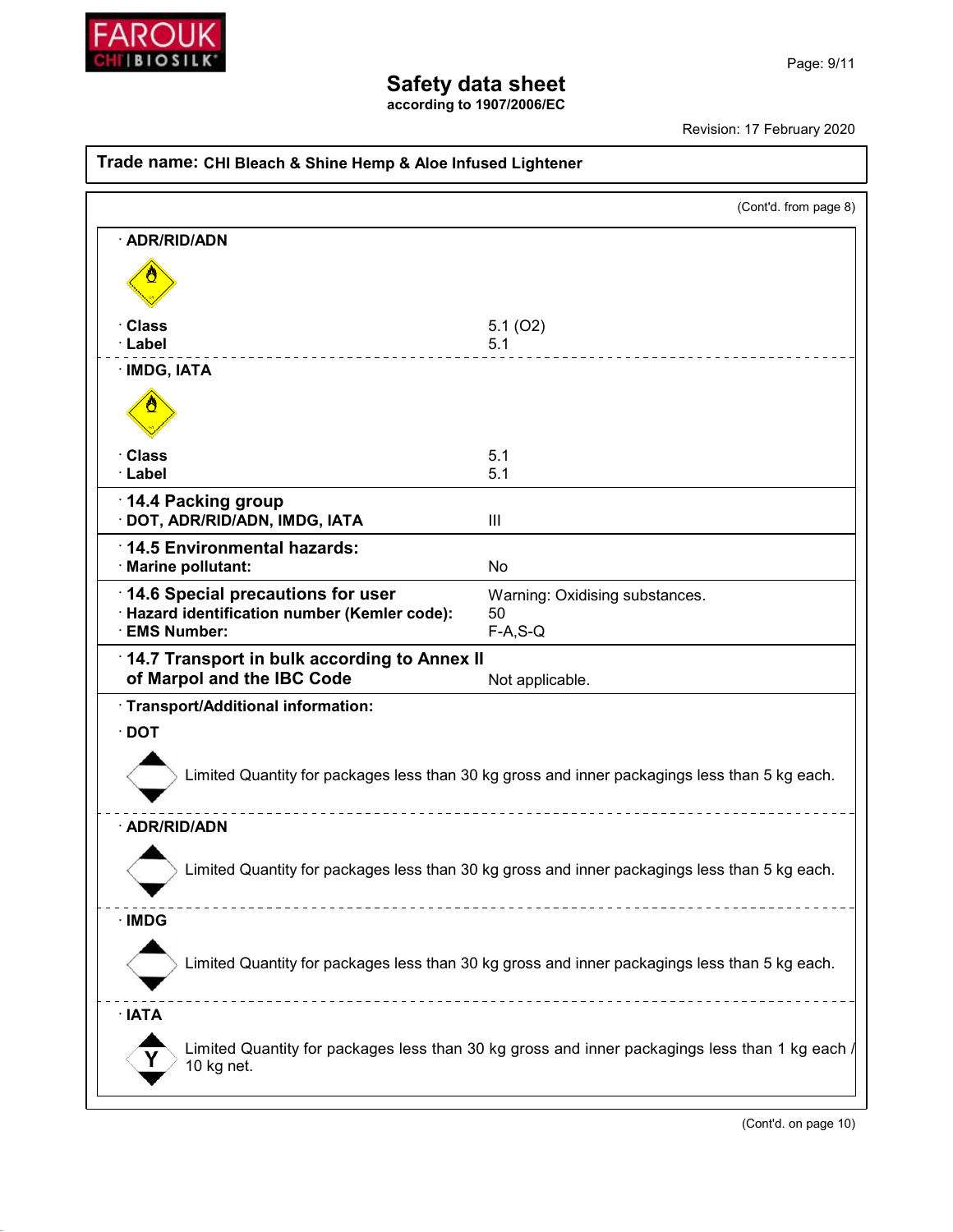# Safety data sheet

**according to 1907/2006/EC**

Revision: 17 February 2020

**Trade name: CHI Bleach & Shine Hemp & Aloe Infused Lightener**

(Cont'd. from page 8)

· **ADR/RID/ADN**

| | |
|---|---|
| · **Class** | 5.1 (O2) |
| · **Label** | 5.1 |

· **IMDG, IATA**

| | |
|---|---|
| · **Class** | 5.1 |
| · **Label** | 5.1 |

| | |
|---|---|
| · **14.4 Packing group** | |
| · **DOT, ADR/RID/ADN, IMDG, IATA** | III |
| · **14.5 Environmental hazards:** | |
| · **Marine pollutant:** | No |
| · **14.6 Special precautions for user** | Warning: Oxidising substances. |
| · **Hazard identification number (Kemler code):** | 50 |
| · **EMS Number:** | F-A,S-Q |
| · **14.7 Transport in bulk according to Annex II of Marpol and the IBC Code** | Not applicable. |

· **Transport/Additional information:**

· **DOT**

Limited Quantity for packages less than 30 kg gross and inner packagings less than 5 kg each.

· **ADR/RID/ADN**

Limited Quantity for packages less than 30 kg gross and inner packagings less than 5 kg each.

· **IMDG**

Limited Quantity for packages less than 30 kg gross and inner packagings less than 5 kg each.

· **IATA**

Y

Limited Quantity for packages less than 30 kg gross and inner packagings less than 1 kg each / 10 kg net.

(Cont'd. on page 10)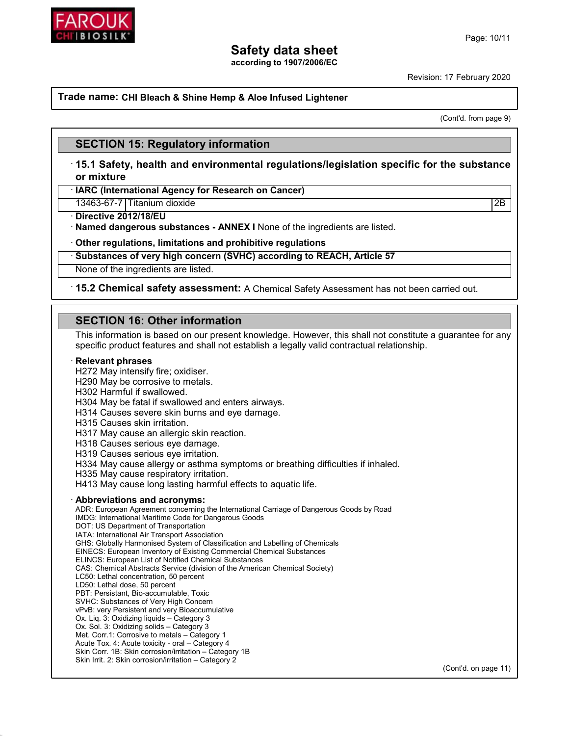**Trade name: CHI Bleach & Shine Hemp & Aloe Infused Lightener**

(Cont'd. from page 9)

## SECTION 15: Regulatory information

### · 15.1 Safety, health and environmental regulations/legislation specific for the substance or mixture

**· IARC (International Agency for Research on Cancer)**

| 13463-67-7 | Titanium dioxide | 2B |
|---|---|---|

**· Directive 2012/18/EU**

**· Named dangerous substances - ANNEX I** None of the ingredients are listed.

**· Other regulations, limitations and prohibitive regulations**

**· Substances of very high concern (SVHC) according to REACH, Article 57**

None of the ingredients are listed.

**· 15.2 Chemical safety assessment:** A Chemical Safety Assessment has not been carried out.

## SECTION 16: Other information

This information is based on our present knowledge. However, this shall not constitute a guarantee for any specific product features and shall not establish a legally valid contractual relationship.

**· Relevant phrases**

H272 May intensify fire; oxidiser.
H290 May be corrosive to metals.
H302 Harmful if swallowed.
H304 May be fatal if swallowed and enters airways.
H314 Causes severe skin burns and eye damage.
H315 Causes skin irritation.
H317 May cause an allergic skin reaction.
H318 Causes serious eye damage.
H319 Causes serious eye irritation.
H334 May cause allergy or asthma symptoms or breathing difficulties if inhaled.
H335 May cause respiratory irritation.
H413 May cause long lasting harmful effects to aquatic life.

**· Abbreviations and acronyms:**

ADR: European Agreement concerning the International Carriage of Dangerous Goods by Road
IMDG: International Maritime Code for Dangerous Goods
DOT: US Department of Transportation
IATA: International Air Transport Association
GHS: Globally Harmonised System of Classification and Labelling of Chemicals
EINECS: European Inventory of Existing Commercial Chemical Substances
ELINCS: European List of Notified Chemical Substances
CAS: Chemical Abstracts Service (division of the American Chemical Society)
LC50: Lethal concentration, 50 percent
LD50: Lethal dose, 50 percent
PBT: Persistant, Bio-accumulable, Toxic
SVHC: Substances of Very High Concern
vPvB: very Persistent and very Bioaccumulative
Ox. Liq. 3: Oxidizing liquids – Category 3
Ox. Sol. 3: Oxidizing solids – Category 3
Met. Corr.1: Corrosive to metals – Category 1
Acute Tox. 4: Acute toxicity - oral – Category 4
Skin Corr. 1B: Skin corrosion/irritation – Category 1B
Skin Irrit. 2: Skin corrosion/irritation – Category 2

(Cont'd. on page 11)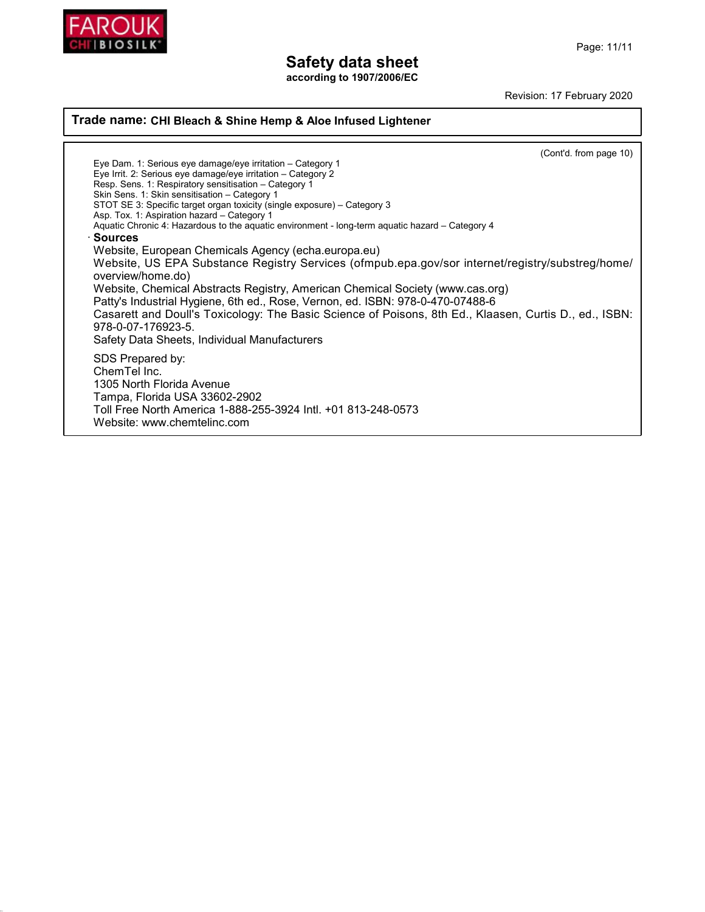**Trade name: CHI Bleach & Shine Hemp & Aloe Infused Lightener**

(Cont'd. from page 10)

Eye Dam. 1: Serious eye damage/eye irritation – Category 1
Eye Irrit. 2: Serious eye damage/eye irritation – Category 2
Resp. Sens. 1: Respiratory sensitisation – Category 1
Skin Sens. 1: Skin sensitisation – Category 1
STOT SE 3: Specific target organ toxicity (single exposure) – Category 3
Asp. Tox. 1: Aspiration hazard – Category 1
Aquatic Chronic 4: Hazardous to the aquatic environment - long-term aquatic hazard – Category 4

· **Sources**

Website, European Chemicals Agency (echa.europa.eu)
Website, US EPA Substance Registry Services (ofmpub.epa.gov/sor internet/registry/substreg/home/overview/home.do)
Website, Chemical Abstracts Registry, American Chemical Society (www.cas.org)
Patty's Industrial Hygiene, 6th ed., Rose, Vernon, ed. ISBN: 978-0-470-07488-6
Casarett and Doull's Toxicology: The Basic Science of Poisons, 8th Ed., Klaasen, Curtis D., ed., ISBN: 978-0-07-176923-5.
Safety Data Sheets, Individual Manufacturers

SDS Prepared by:
ChemTel Inc.
1305 North Florida Avenue
Tampa, Florida USA 33602-2902
Toll Free North America 1-888-255-3924 Intl. +01 813-248-0573
Website: www.chemtelinc.com